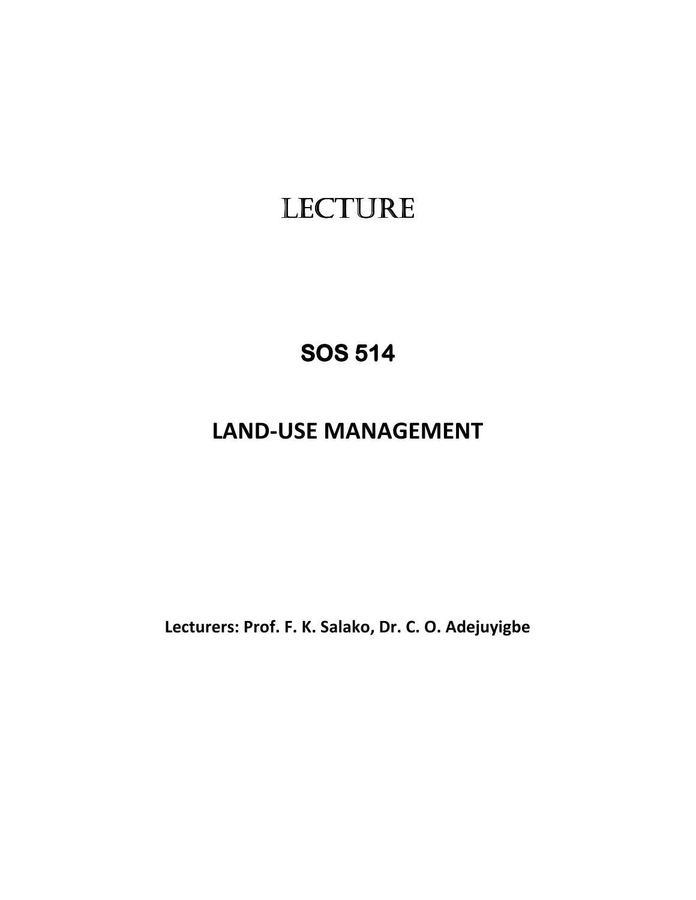# LECTURE

## SOS 514

## LAND-USE MANAGEMENT

**Lecturers: Prof. F. K. Salako, Dr. C. O. Adejuyigbe**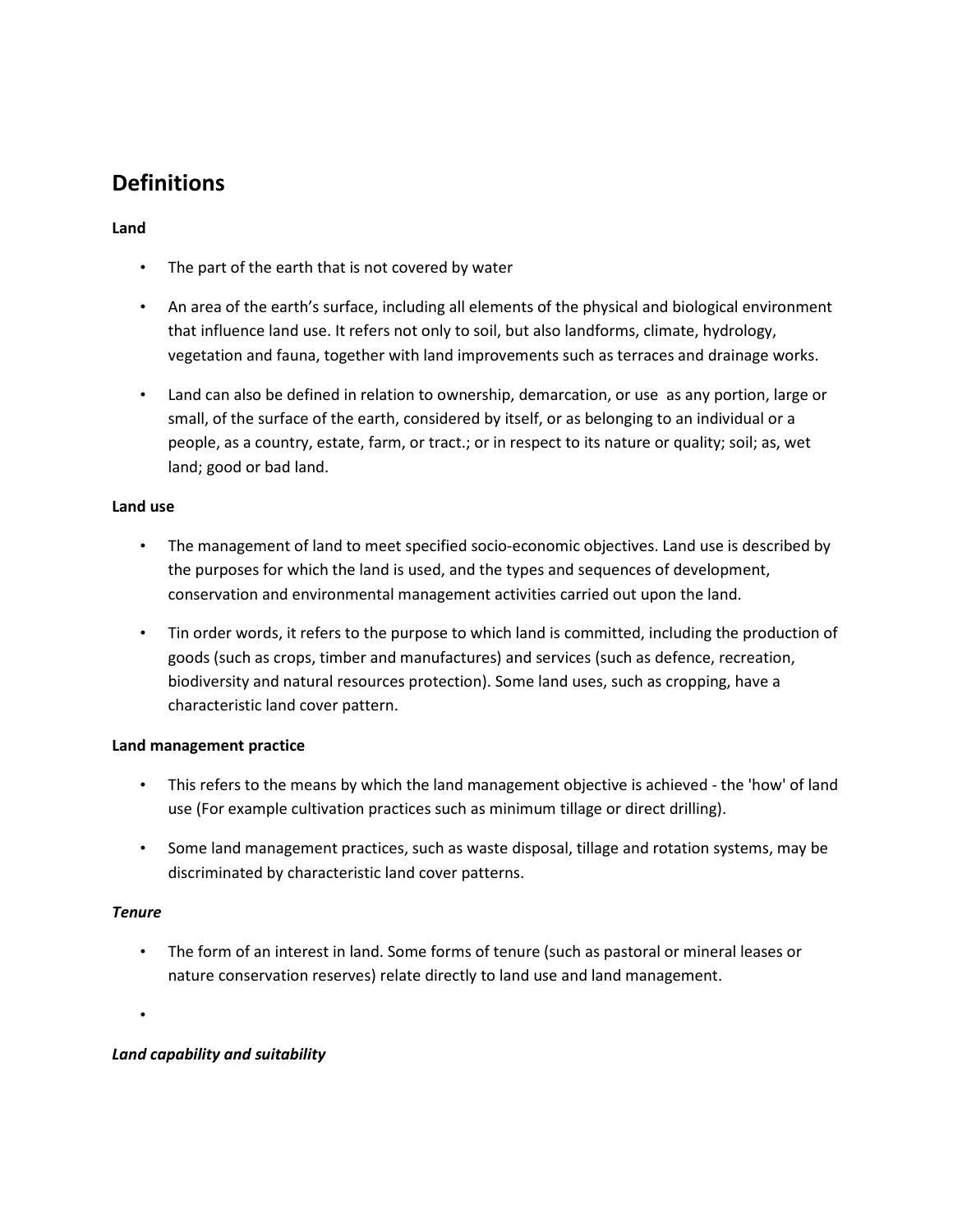## Definitions

**Land**

- The part of the earth that is not covered by water
- An area of the earth's surface, including all elements of the physical and biological environment that influence land use. It refers not only to soil, but also landforms, climate, hydrology, vegetation and fauna, together with land improvements such as terraces and drainage works.
- Land can also be defined in relation to ownership, demarcation, or use as any portion, large or small, of the surface of the earth, considered by itself, or as belonging to an individual or a people, as a country, estate, farm, or tract.; or in respect to its nature or quality; soil; as, wet land; good or bad land.

**Land use**

- The management of land to meet specified socio-economic objectives. Land use is described by the purposes for which the land is used, and the types and sequences of development, conservation and environmental management activities carried out upon the land.
- Tin order words, it refers to the purpose to which land is committed, including the production of goods (such as crops, timber and manufactures) and services (such as defence, recreation, biodiversity and natural resources protection). Some land uses, such as cropping, have a characteristic land cover pattern.

**Land management practice**

- This refers to the means by which the land management objective is achieved - the 'how' of land use (For example cultivation practices such as minimum tillage or direct drilling).
- Some land management practices, such as waste disposal, tillage and rotation systems, may be discriminated by characteristic land cover patterns.

***Tenure***

- The form of an interest in land. Some forms of tenure (such as pastoral or mineral leases or nature conservation reserves) relate directly to land use and land management.
- 

***Land capability and suitability***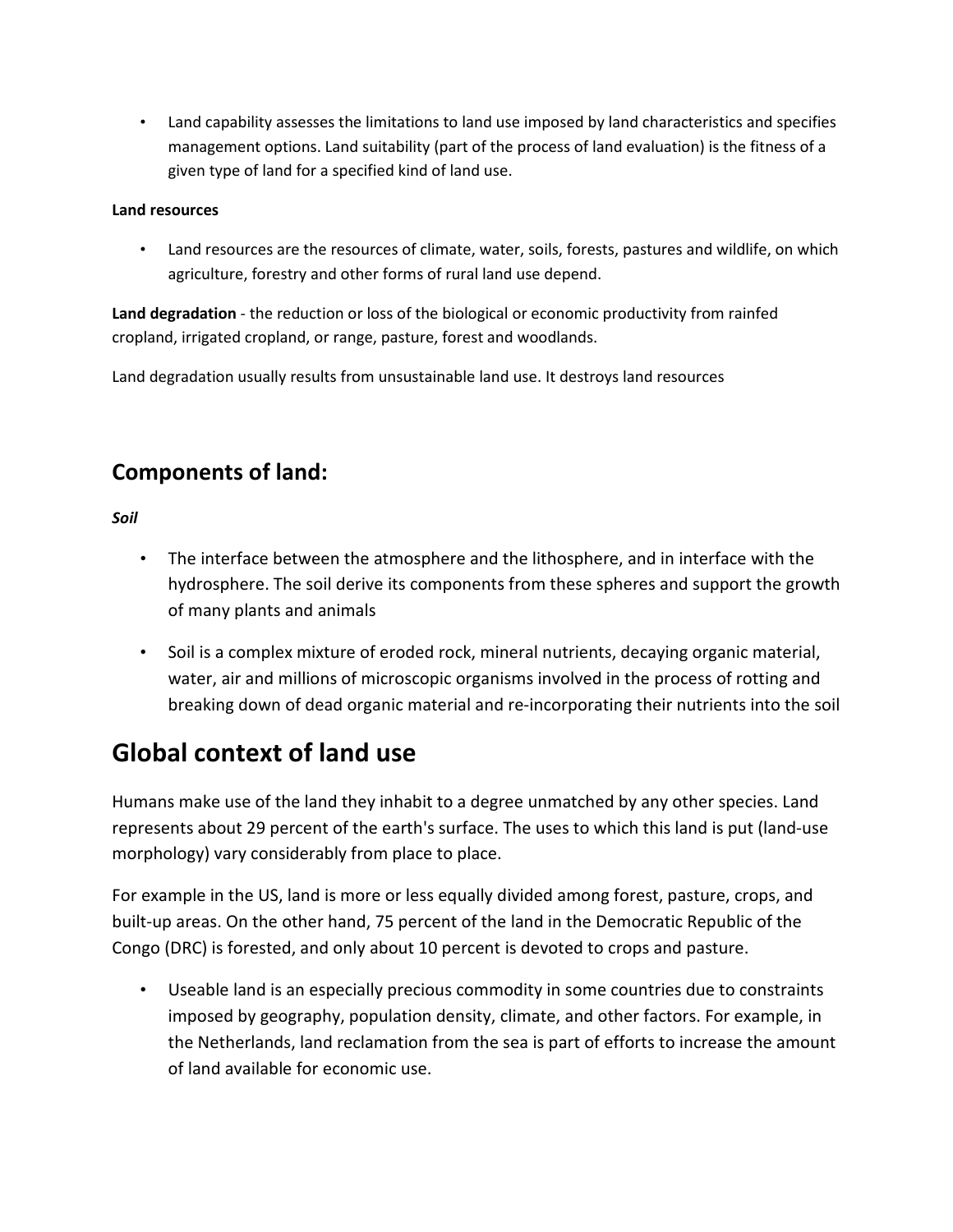- Land capability assesses the limitations to land use imposed by land characteristics and specifies management options. Land suitability (part of the process of land evaluation) is the fitness of a given type of land for a specified kind of land use.

**Land resources**

- Land resources are the resources of climate, water, soils, forests, pastures and wildlife, on which agriculture, forestry and other forms of rural land use depend.

**Land degradation** - the reduction or loss of the biological or economic productivity from rainfed cropland, irrigated cropland, or range, pasture, forest and woodlands.

Land degradation usually results from unsustainable land use. It destroys land resources

## Components of land:

***Soil***

- The interface between the atmosphere and the lithosphere, and in interface with the hydrosphere. The soil derive its components from these spheres and support the growth of many plants and animals
- Soil is a complex mixture of eroded rock, mineral nutrients, decaying organic material, water, air and millions of microscopic organisms involved in the process of rotting and breaking down of dead organic material and re-incorporating their nutrients into the soil

# Global context of land use

Humans make use of the land they inhabit to a degree unmatched by any other species. Land represents about 29 percent of the earth's surface. The uses to which this land is put (land-use morphology) vary considerably from place to place.

For example in the US, land is more or less equally divided among forest, pasture, crops, and built-up areas. On the other hand, 75 percent of the land in the Democratic Republic of the Congo (DRC) is forested, and only about 10 percent is devoted to crops and pasture.

- Useable land is an especially precious commodity in some countries due to constraints imposed by geography, population density, climate, and other factors. For example, in the Netherlands, land reclamation from the sea is part of efforts to increase the amount of land available for economic use.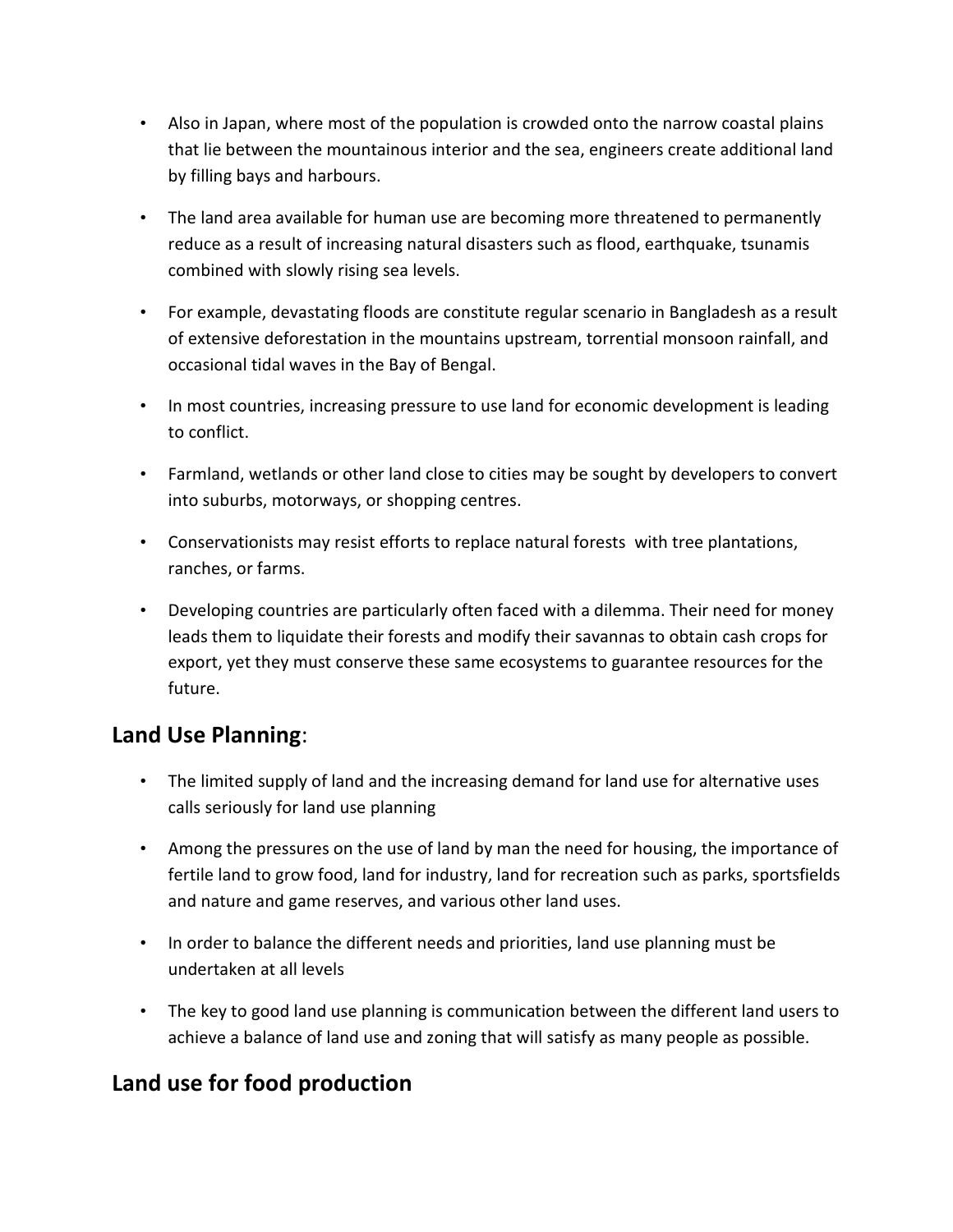- Also in Japan, where most of the population is crowded onto the narrow coastal plains that lie between the mountainous interior and the sea, engineers create additional land by filling bays and harbours.
- The land area available for human use are becoming more threatened to permanently reduce as a result of increasing natural disasters such as flood, earthquake, tsunamis combined with slowly rising sea levels.
- For example, devastating floods are constitute regular scenario in Bangladesh as a result of extensive deforestation in the mountains upstream, torrential monsoon rainfall, and occasional tidal waves in the Bay of Bengal.
- In most countries, increasing pressure to use land for economic development is leading to conflict.
- Farmland, wetlands or other land close to cities may be sought by developers to convert into suburbs, motorways, or shopping centres.
- Conservationists may resist efforts to replace natural forests with tree plantations, ranches, or farms.
- Developing countries are particularly often faced with a dilemma. Their need for money leads them to liquidate their forests and modify their savannas to obtain cash crops for export, yet they must conserve these same ecosystems to guarantee resources for the future.

## **Land Use Planning**:

- The limited supply of land and the increasing demand for land use for alternative uses calls seriously for land use planning
- Among the pressures on the use of land by man the need for housing, the importance of fertile land to grow food, land for industry, land for recreation such as parks, sportsfields and nature and game reserves, and various other land uses.
- In order to balance the different needs and priorities, land use planning must be undertaken at all levels
- The key to good land use planning is communication between the different land users to achieve a balance of land use and zoning that will satisfy as many people as possible.

## Land use for food production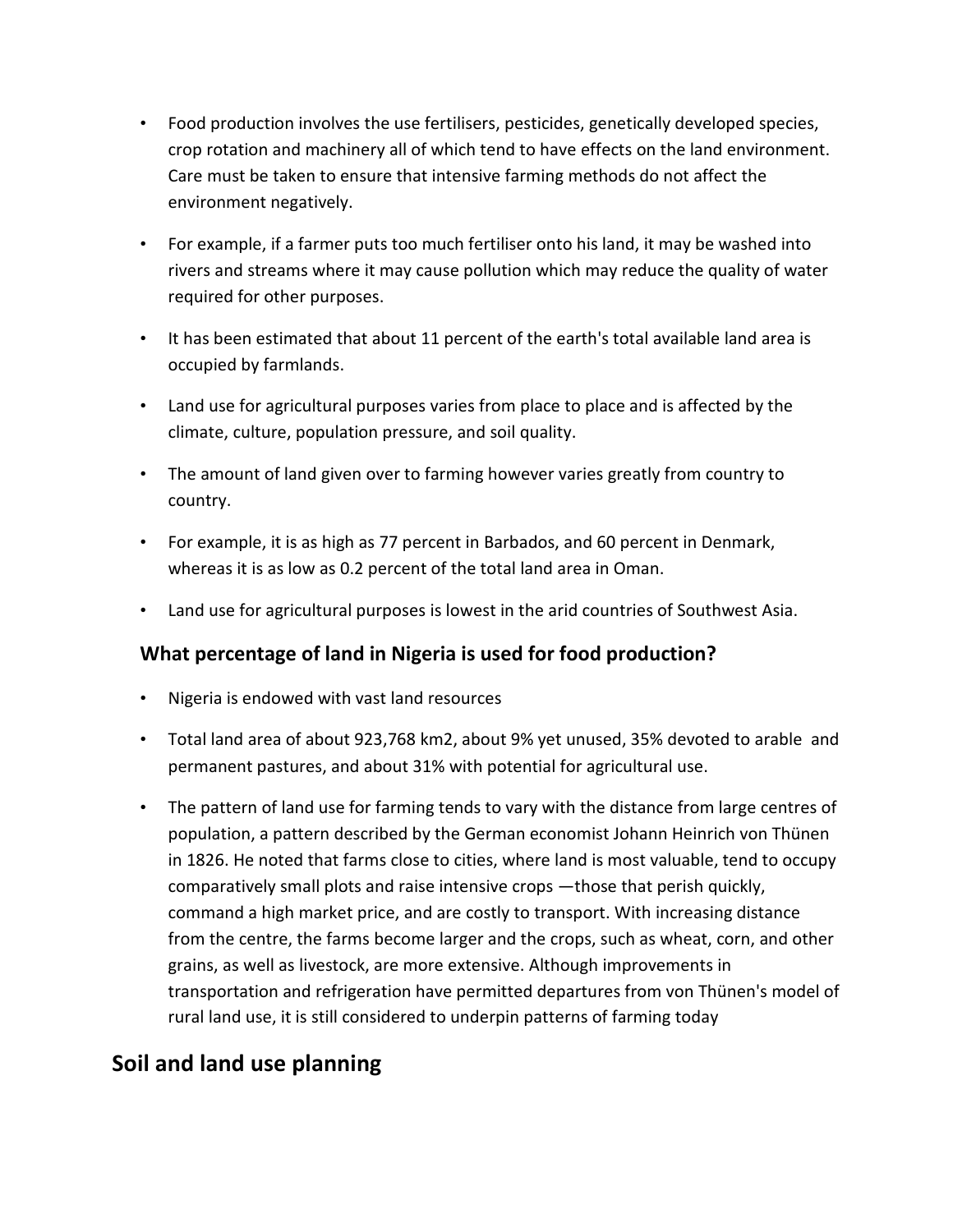- Food production involves the use fertilisers, pesticides, genetically developed species, crop rotation and machinery all of which tend to have effects on the land environment. Care must be taken to ensure that intensive farming methods do not affect the environment negatively.
- For example, if a farmer puts too much fertiliser onto his land, it may be washed into rivers and streams where it may cause pollution which may reduce the quality of water required for other purposes.
- It has been estimated that about 11 percent of the earth's total available land area is occupied by farmlands.
- Land use for agricultural purposes varies from place to place and is affected by the climate, culture, population pressure, and soil quality.
- The amount of land given over to farming however varies greatly from country to country.
- For example, it is as high as 77 percent in Barbados, and 60 percent in Denmark, whereas it is as low as 0.2 percent of the total land area in Oman.
- Land use for agricultural purposes is lowest in the arid countries of Southwest Asia.

### What percentage of land in Nigeria is used for food production?

- Nigeria is endowed with vast land resources
- Total land area of about 923,768 km2, about 9% yet unused, 35% devoted to arable and permanent pastures, and about 31% with potential for agricultural use.
- The pattern of land use for farming tends to vary with the distance from large centres of population, a pattern described by the German economist Johann Heinrich von Thünen in 1826. He noted that farms close to cities, where land is most valuable, tend to occupy comparatively small plots and raise intensive crops —those that perish quickly, command a high market price, and are costly to transport. With increasing distance from the centre, the farms become larger and the crops, such as wheat, corn, and other grains, as well as livestock, are more extensive. Although improvements in transportation and refrigeration have permitted departures from von Thünen's model of rural land use, it is still considered to underpin patterns of farming today

## Soil and land use planning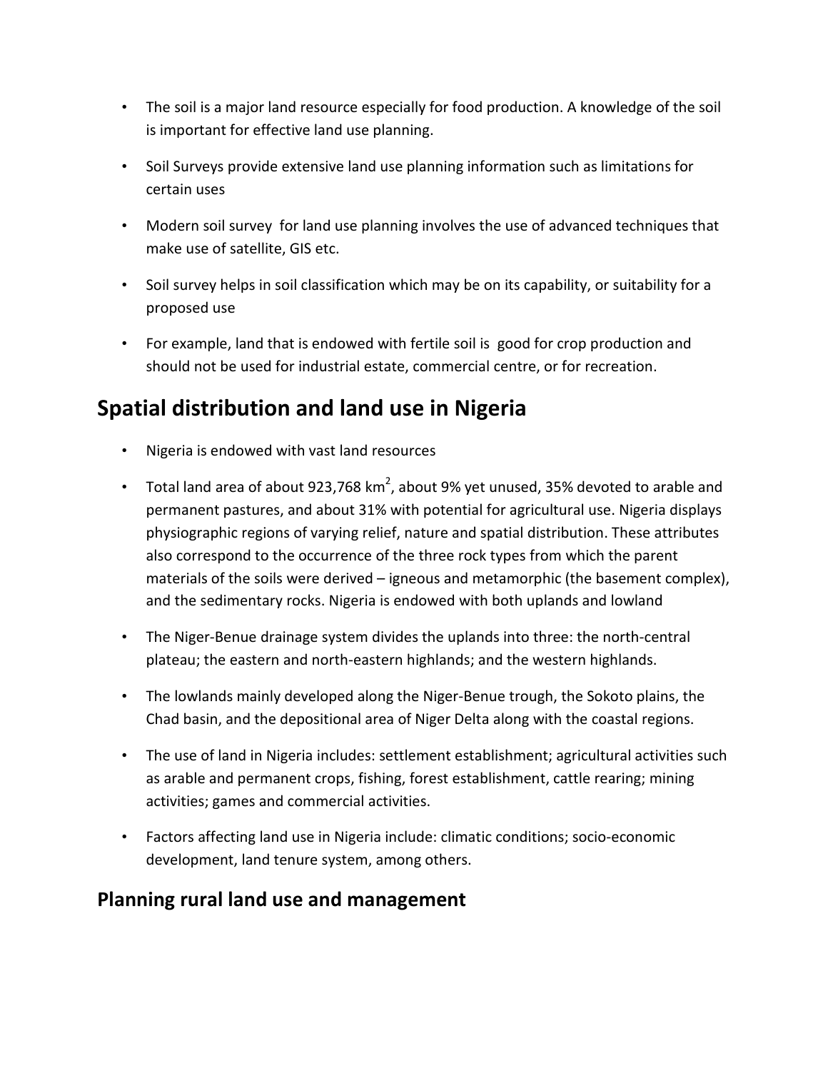- The soil is a major land resource especially for food production. A knowledge of the soil is important for effective land use planning.
- Soil Surveys provide extensive land use planning information such as limitations for certain uses
- Modern soil survey for land use planning involves the use of advanced techniques that make use of satellite, GIS etc.
- Soil survey helps in soil classification which may be on its capability, or suitability for a proposed use
- For example, land that is endowed with fertile soil is good for crop production and should not be used for industrial estate, commercial centre, or for recreation.

## Spatial distribution and land use in Nigeria

- Nigeria is endowed with vast land resources
- Total land area of about 923,768 km$^2$, about 9% yet unused, 35% devoted to arable and permanent pastures, and about 31% with potential for agricultural use. Nigeria displays physiographic regions of varying relief, nature and spatial distribution. These attributes also correspond to the occurrence of the three rock types from which the parent materials of the soils were derived – igneous and metamorphic (the basement complex), and the sedimentary rocks. Nigeria is endowed with both uplands and lowland
- The Niger-Benue drainage system divides the uplands into three: the north-central plateau; the eastern and north-eastern highlands; and the western highlands.
- The lowlands mainly developed along the Niger-Benue trough, the Sokoto plains, the Chad basin, and the depositional area of Niger Delta along with the coastal regions.
- The use of land in Nigeria includes: settlement establishment; agricultural activities such as arable and permanent crops, fishing, forest establishment, cattle rearing; mining activities; games and commercial activities.
- Factors affecting land use in Nigeria include: climatic conditions; socio-economic development, land tenure system, among others.

### Planning rural land use and management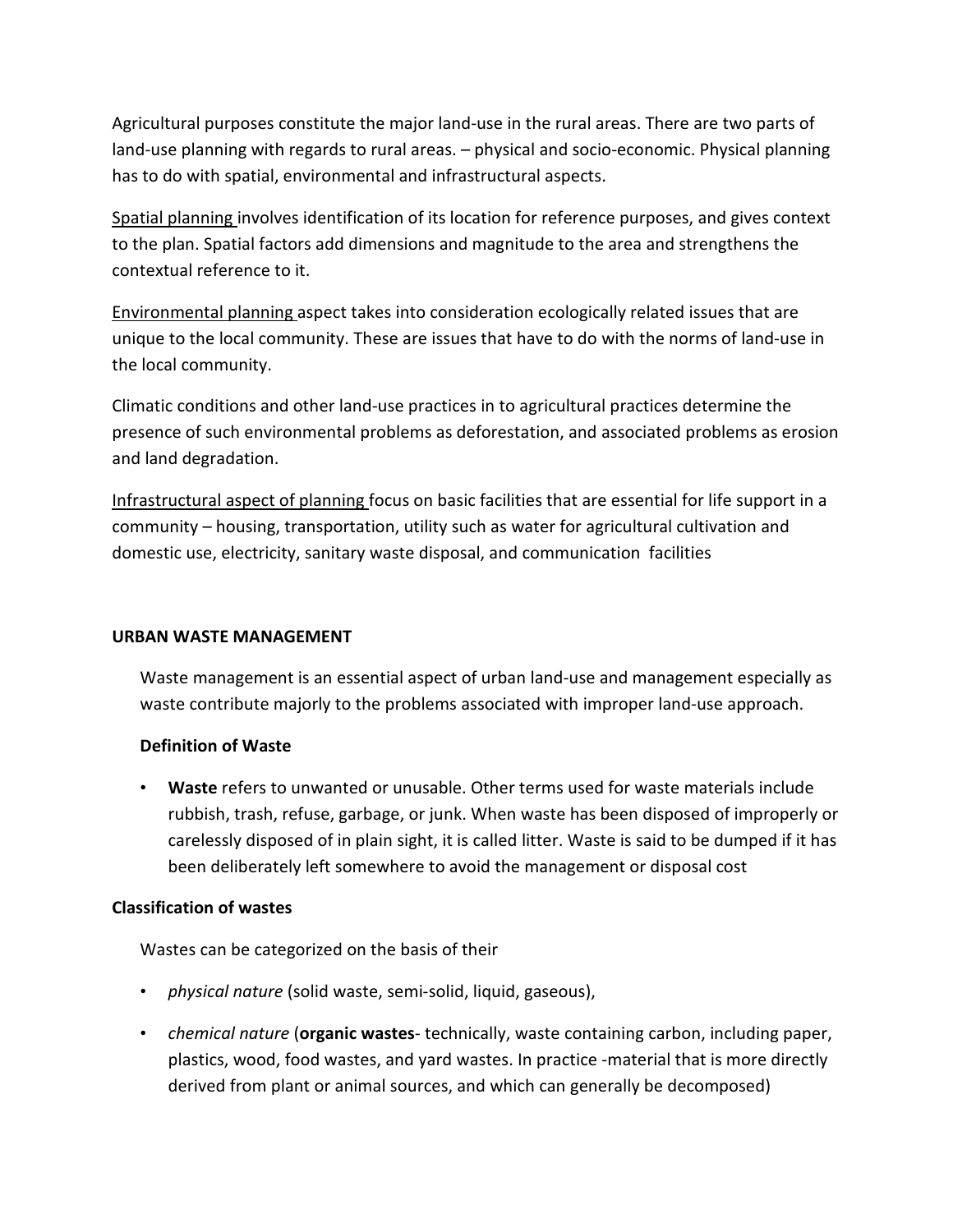Agricultural purposes constitute the major land-use in the rural areas. There are two parts of land-use planning with regards to rural areas. – physical and socio-economic. Physical planning has to do with spatial, environmental and infrastructural aspects.

Spatial planning involves identification of its location for reference purposes, and gives context to the plan. Spatial factors add dimensions and magnitude to the area and strengthens the contextual reference to it.

Environmental planning aspect takes into consideration ecologically related issues that are unique to the local community. These are issues that have to do with the norms of land-use in the local community.

Climatic conditions and other land-use practices in to agricultural practices determine the presence of such environmental problems as deforestation, and associated problems as erosion and land degradation.

Infrastructural aspect of planning focus on basic facilities that are essential for life support in a community – housing, transportation, utility such as water for agricultural cultivation and domestic use, electricity, sanitary waste disposal, and communication facilities

**URBAN WASTE MANAGEMENT**

Waste management is an essential aspect of urban land-use and management especially as waste contribute majorly to the problems associated with improper land-use approach.

**Definition of Waste**

- **Waste** refers to unwanted or unusable. Other terms used for waste materials include rubbish, trash, refuse, garbage, or junk. When waste has been disposed of improperly or carelessly disposed of in plain sight, it is called litter. Waste is said to be dumped if it has been deliberately left somewhere to avoid the management or disposal cost

**Classification of wastes**

Wastes can be categorized on the basis of their

- *physical nature* (solid waste, semi-solid, liquid, gaseous),
- *chemical nature* (**organic wastes**- technically, waste containing carbon, including paper, plastics, wood, food wastes, and yard wastes. In practice -material that is more directly derived from plant or animal sources, and which can generally be decomposed)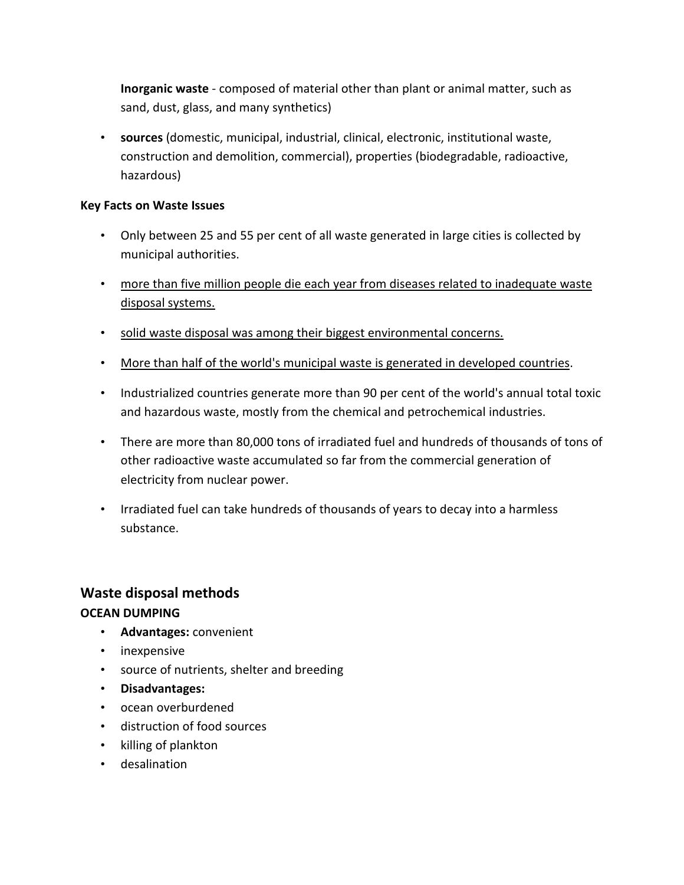**Inorganic waste** - composed of material other than plant or animal matter, such as sand, dust, glass, and many synthetics)

- **sources** (domestic, municipal, industrial, clinical, electronic, institutional waste, construction and demolition, commercial), properties (biodegradable, radioactive, hazardous)

**Key Facts on Waste Issues**

- Only between 25 and 55 per cent of all waste generated in large cities is collected by municipal authorities.
- <u>more than five million people die each year from diseases related to inadequate waste disposal systems.</u>
- <u>solid waste disposal was among their biggest environmental concerns.</u>
- <u>More than half of the world's municipal waste is generated in developed countries</u>.
- Industrialized countries generate more than 90 per cent of the world's annual total toxic and hazardous waste, mostly from the chemical and petrochemical industries.
- There are more than 80,000 tons of irradiated fuel and hundreds of thousands of tons of other radioactive waste accumulated so far from the commercial generation of electricity from nuclear power.
- Irradiated fuel can take hundreds of thousands of years to decay into a harmless substance.

## Waste disposal methods

**OCEAN DUMPING**

- **Advantages:** convenient
- inexpensive
- source of nutrients, shelter and breeding
- **Disadvantages:**
- ocean overburdened
- distruction of food sources
- killing of plankton
- desalination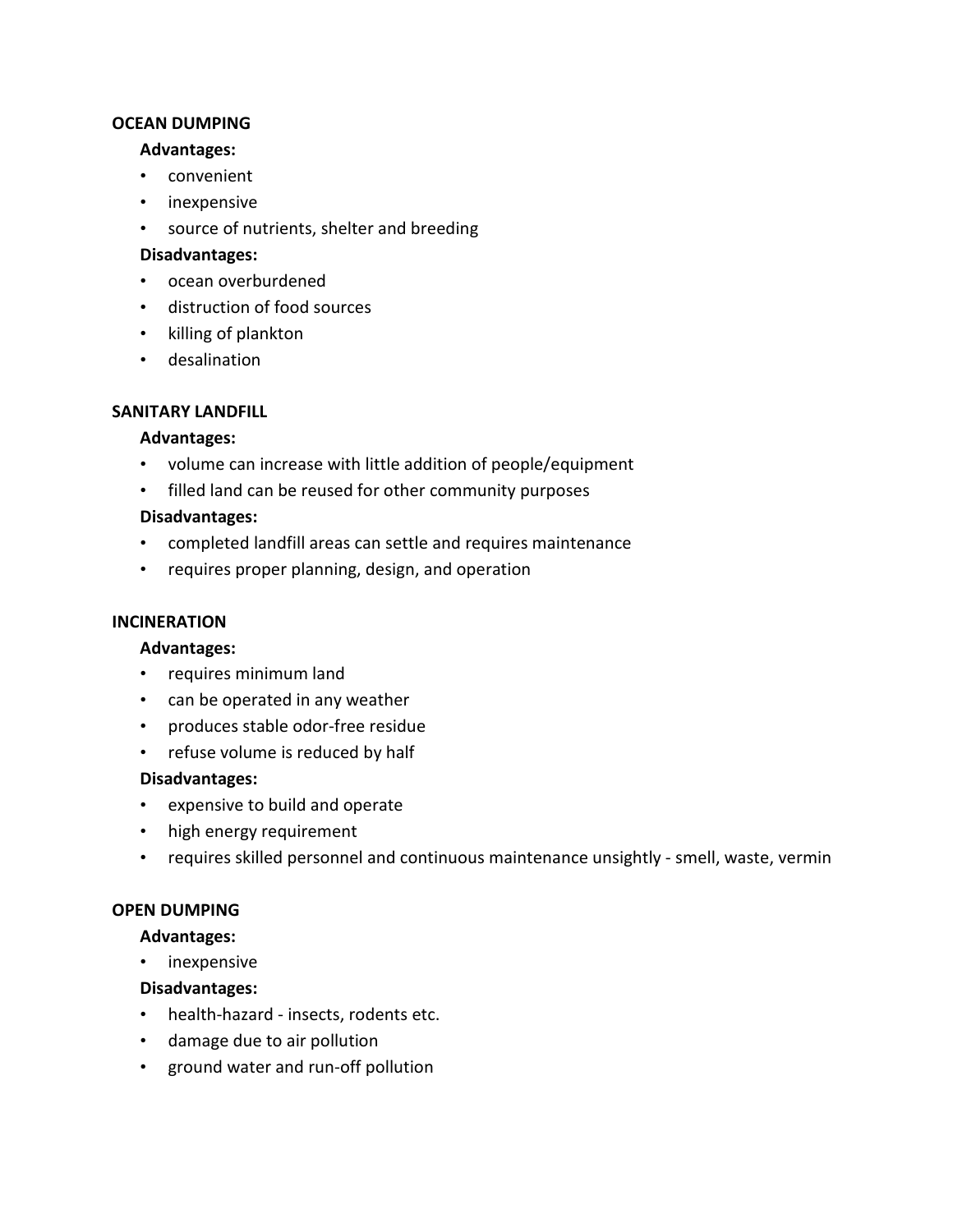**OCEAN DUMPING**

**Advantages:**

- convenient
- inexpensive
- source of nutrients, shelter and breeding

**Disadvantages:**

- ocean overburdened
- distruction of food sources
- killing of plankton
- desalination

**SANITARY LANDFILL**

**Advantages:**

- volume can increase with little addition of people/equipment
- filled land can be reused for other community purposes

**Disadvantages:**

- completed landfill areas can settle and requires maintenance
- requires proper planning, design, and operation

**INCINERATION**

**Advantages:**

- requires minimum land
- can be operated in any weather
- produces stable odor-free residue
- refuse volume is reduced by half

**Disadvantages:**

- expensive to build and operate
- high energy requirement
- requires skilled personnel and continuous maintenance unsightly - smell, waste, vermin

**OPEN DUMPING**

**Advantages:**

- inexpensive

**Disadvantages:**

- health-hazard - insects, rodents etc.
- damage due to air pollution
- ground water and run-off pollution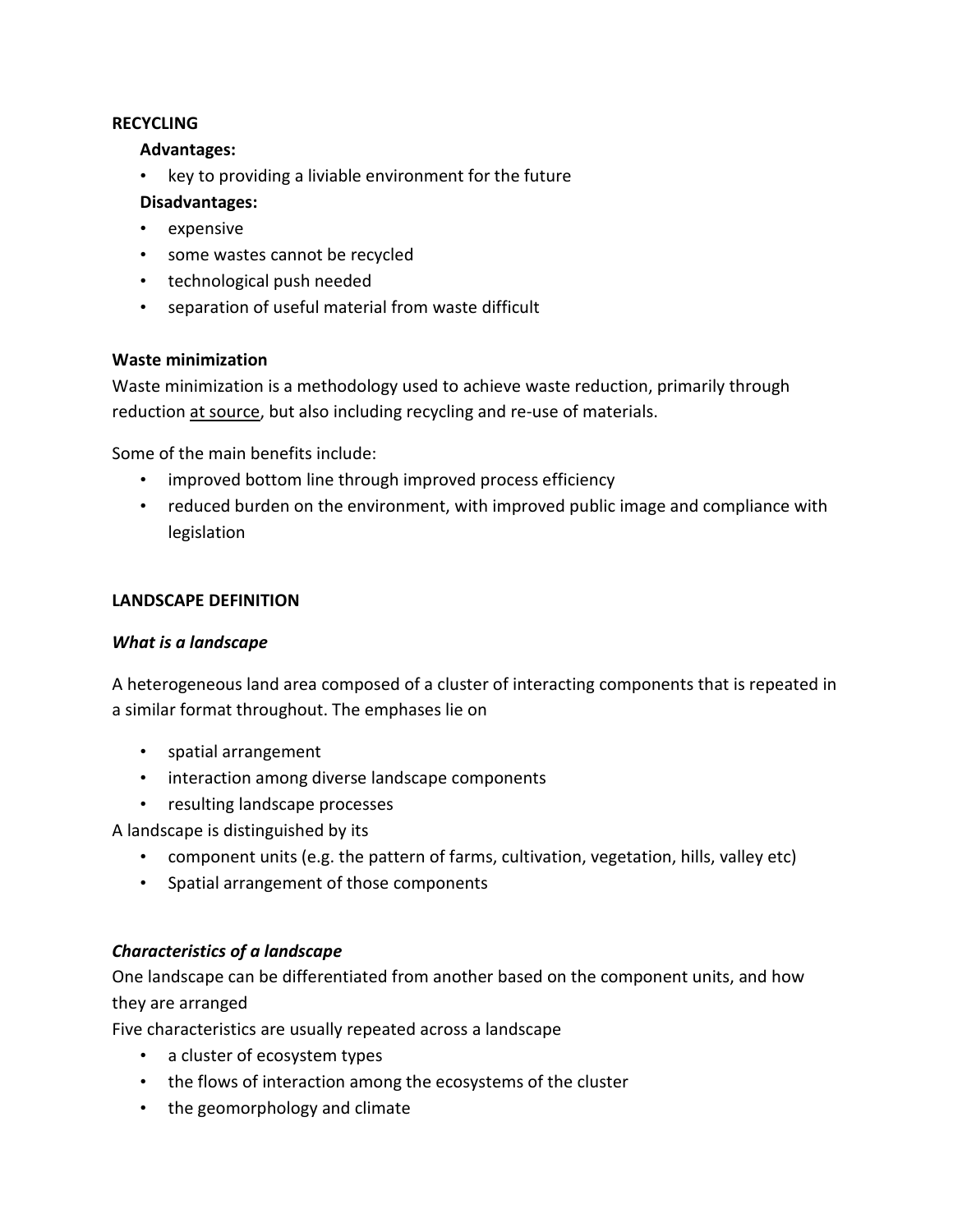**RECYCLING**

**Advantages:**

- key to providing a liviable environment for the future

**Disadvantages:**

- expensive
- some wastes cannot be recycled
- technological push needed
- separation of useful material from waste difficult

**Waste minimization**

Waste minimization is a methodology used to achieve waste reduction, primarily through reduction <u>at source</u>, but also including recycling and re-use of materials.

Some of the main benefits include:

- improved bottom line through improved process efficiency
- reduced burden on the environment, with improved public image and compliance with legislation

**LANDSCAPE DEFINITION**

***What is a landscape***

A heterogeneous land area composed of a cluster of interacting components that is repeated in a similar format throughout. The emphases lie on

- spatial arrangement
- interaction among diverse landscape components
- resulting landscape processes

A landscape is distinguished by its

- component units (e.g. the pattern of farms, cultivation, vegetation, hills, valley etc)
- Spatial arrangement of those components

***Characteristics of a landscape***

One landscape can be differentiated from another based on the component units, and how they are arranged

Five characteristics are usually repeated across a landscape

- a cluster of ecosystem types
- the flows of interaction among the ecosystems of the cluster
- the geomorphology and climate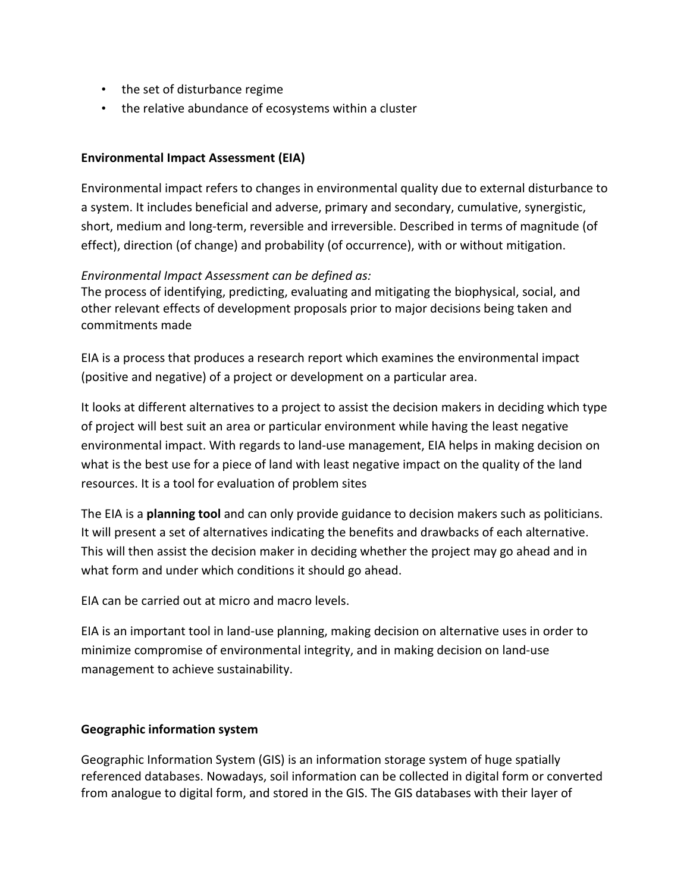- the set of disturbance regime
- the relative abundance of ecosystems within a cluster

**Environmental Impact Assessment (EIA)**

Environmental impact refers to changes in environmental quality due to external disturbance to a system. It includes beneficial and adverse, primary and secondary, cumulative, synergistic, short, medium and long-term, reversible and irreversible. Described in terms of magnitude (of effect), direction (of change) and probability (of occurrence), with or without mitigation.

*Environmental Impact Assessment can be defined as:*
The process of identifying, predicting, evaluating and mitigating the biophysical, social, and other relevant effects of development proposals prior to major decisions being taken and commitments made

EIA is a process that produces a research report which examines the environmental impact (positive and negative) of a project or development on a particular area.

It looks at different alternatives to a project to assist the decision makers in deciding which type of project will best suit an area or particular environment while having the least negative environmental impact. With regards to land-use management, EIA helps in making decision on what is the best use for a piece of land with least negative impact on the quality of the land resources. It is a tool for evaluation of problem sites

The EIA is a **planning tool** and can only provide guidance to decision makers such as politicians. It will present a set of alternatives indicating the benefits and drawbacks of each alternative. This will then assist the decision maker in deciding whether the project may go ahead and in what form and under which conditions it should go ahead.

EIA can be carried out at micro and macro levels.

EIA is an important tool in land-use planning, making decision on alternative uses in order to minimize compromise of environmental integrity, and in making decision on land-use management to achieve sustainability.

**Geographic information system**

Geographic Information System (GIS) is an information storage system of huge spatially referenced databases. Nowadays, soil information can be collected in digital form or converted from analogue to digital form, and stored in the GIS. The GIS databases with their layer of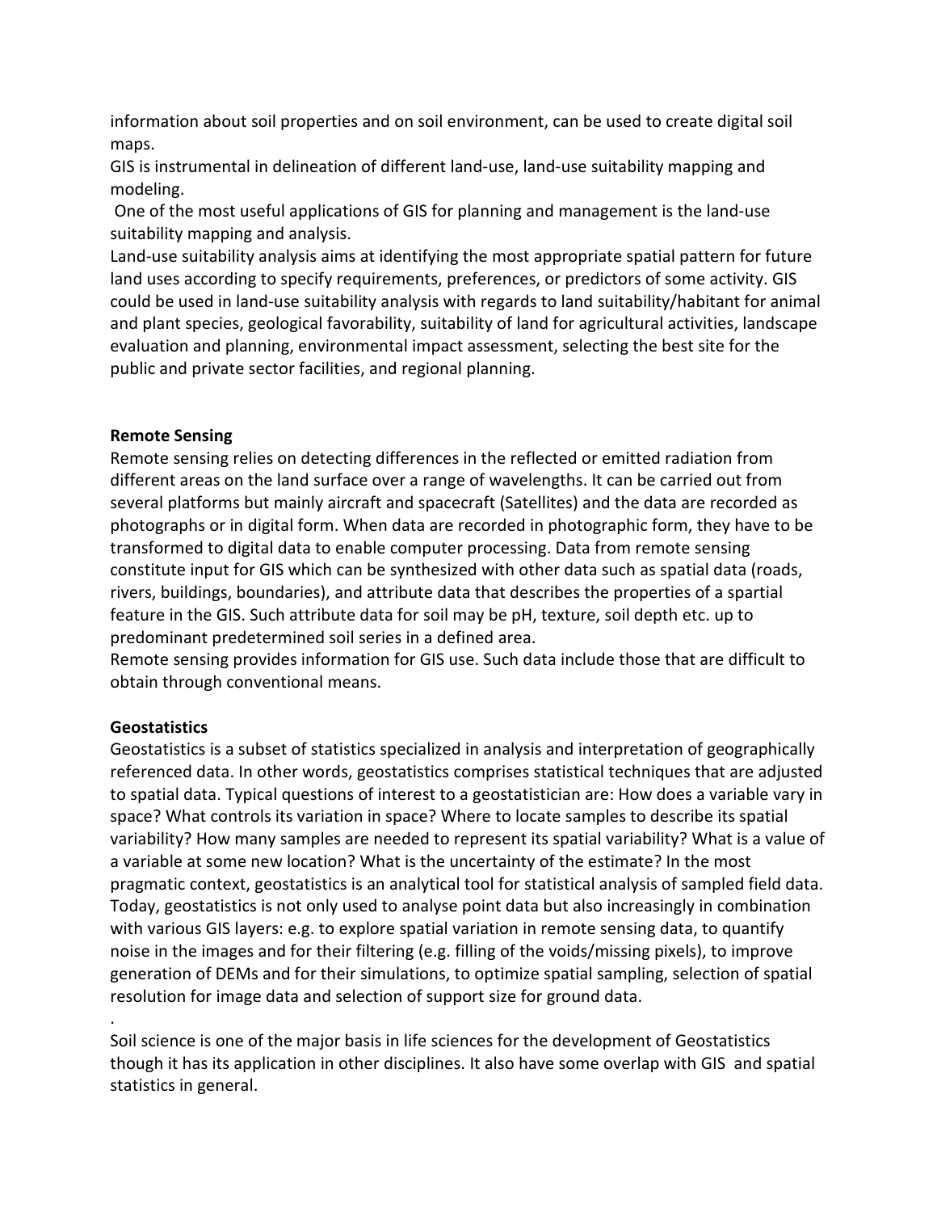information about soil properties and on soil environment, can be used to create digital soil maps.

GIS is instrumental in delineation of different land-use, land-use suitability mapping and modeling.

One of the most useful applications of GIS for planning and management is the land-use suitability mapping and analysis.

Land-use suitability analysis aims at identifying the most appropriate spatial pattern for future land uses according to specify requirements, preferences, or predictors of some activity. GIS could be used in land-use suitability analysis with regards to land suitability/habitant for animal and plant species, geological favorability, suitability of land for agricultural activities, landscape evaluation and planning, environmental impact assessment, selecting the best site for the public and private sector facilities, and regional planning.

**Remote Sensing**

Remote sensing relies on detecting differences in the reflected or emitted radiation from different areas on the land surface over a range of wavelengths. It can be carried out from several platforms but mainly aircraft and spacecraft (Satellites) and the data are recorded as photographs or in digital form. When data are recorded in photographic form, they have to be transformed to digital data to enable computer processing. Data from remote sensing constitute input for GIS which can be synthesized with other data such as spatial data (roads, rivers, buildings, boundaries), and attribute data that describes the properties of a spartial feature in the GIS. Such attribute data for soil may be pH, texture, soil depth etc. up to predominant predetermined soil series in a defined area.

Remote sensing provides information for GIS use. Such data include those that are difficult to obtain through conventional means.

**Geostatistics**

Geostatistics is a subset of statistics specialized in analysis and interpretation of geographically referenced data. In other words, geostatistics comprises statistical techniques that are adjusted to spatial data. Typical questions of interest to a geostatistician are: How does a variable vary in space? What controls its variation in space? Where to locate samples to describe its spatial variability? How many samples are needed to represent its spatial variability? What is a value of a variable at some new location? What is the uncertainty of the estimate? In the most pragmatic context, geostatistics is an analytical tool for statistical analysis of sampled field data. Today, geostatistics is not only used to analyse point data but also increasingly in combination with various GIS layers: e.g. to explore spatial variation in remote sensing data, to quantify noise in the images and for their filtering (e.g. filling of the voids/missing pixels), to improve generation of DEMs and for their simulations, to optimize spatial sampling, selection of spatial resolution for image data and selection of support size for ground data.

.

Soil science is one of the major basis in life sciences for the development of Geostatistics though it has its application in other disciplines. It also have some overlap with GIS and spatial statistics in general.